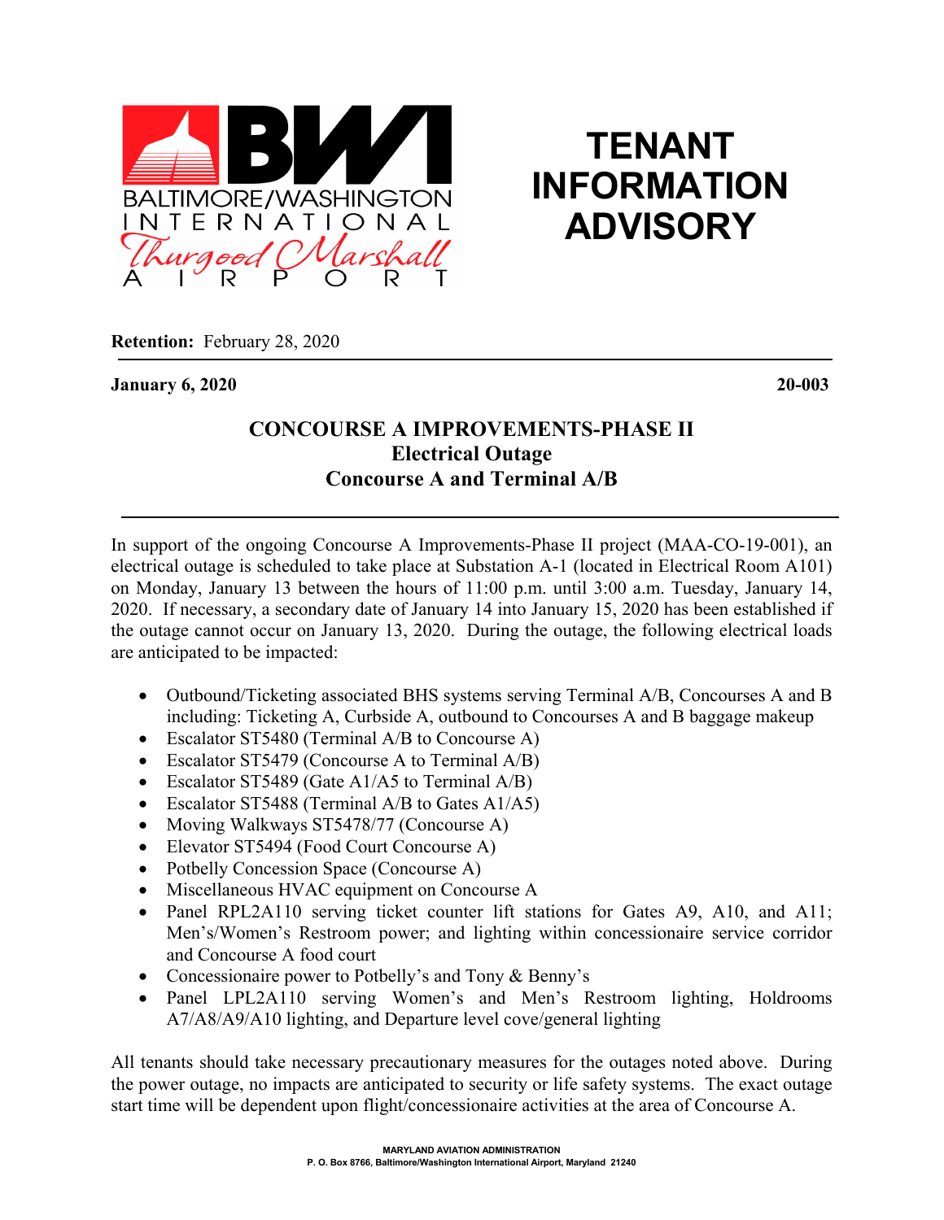BALTIMORE/WASHINGTON INTERNATIONAL Thurgood Marshall AIRPORT

# TENANT INFORMATION ADVISORY

**Retention:** February 28, 2020

**January 6, 2020** **20-003**

## CONCOURSE A IMPROVEMENTS-PHASE II
## Electrical Outage
## Concourse A and Terminal A/B

In support of the ongoing Concourse A Improvements-Phase II project (MAA-CO-19-001), an electrical outage is scheduled to take place at Substation A-1 (located in Electrical Room A101) on Monday, January 13 between the hours of 11:00 p.m. until 3:00 a.m. Tuesday, January 14, 2020. If necessary, a secondary date of January 14 into January 15, 2020 has been established if the outage cannot occur on January 13, 2020. During the outage, the following electrical loads are anticipated to be impacted:

- Outbound/Ticketing associated BHS systems serving Terminal A/B, Concourses A and B including: Ticketing A, Curbside A, outbound to Concourses A and B baggage makeup
- Escalator ST5480 (Terminal A/B to Concourse A)
- Escalator ST5479 (Concourse A to Terminal A/B)
- Escalator ST5489 (Gate A1/A5 to Terminal A/B)
- Escalator ST5488 (Terminal A/B to Gates A1/A5)
- Moving Walkways ST5478/77 (Concourse A)
- Elevator ST5494 (Food Court Concourse A)
- Potbelly Concession Space (Concourse A)
- Miscellaneous HVAC equipment on Concourse A
- Panel RPL2A110 serving ticket counter lift stations for Gates A9, A10, and A11; Men's/Women's Restroom power; and lighting within concessionaire service corridor and Concourse A food court
- Concessionaire power to Potbelly's and Tony & Benny's
- Panel LPL2A110 serving Women's and Men's Restroom lighting, Holdrooms A7/A8/A9/A10 lighting, and Departure level cove/general lighting

All tenants should take necessary precautionary measures for the outages noted above. During the power outage, no impacts are anticipated to security or life safety systems. The exact outage start time will be dependent upon flight/concessionaire activities at the area of Concourse A.

MARYLAND AVIATION ADMINISTRATION
P. O. Box 8766, Baltimore/Washington International Airport, Maryland 21240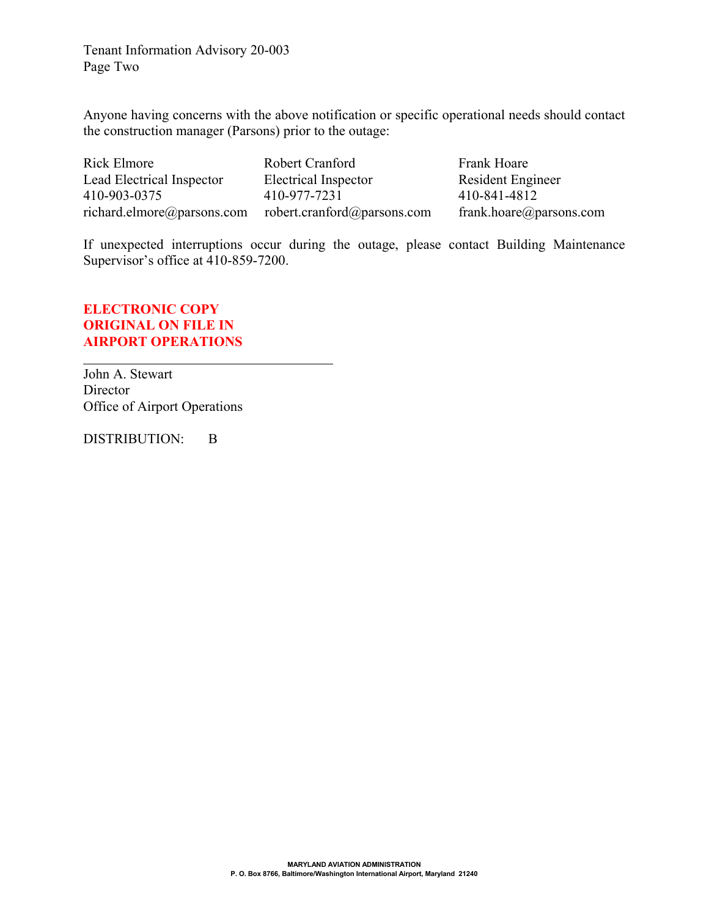Anyone having concerns with the above notification or specific operational needs should contact the construction manager (Parsons) prior to the outage:

| | | |
|---|---|---|
| Rick Elmore | Robert Cranford | Frank Hoare |
| Lead Electrical Inspector | Electrical Inspector | Resident Engineer |
| 410-903-0375 | 410-977-7231 | 410-841-4812 |
| richard.elmore@parsons.com | robert.cranford@parsons.com | frank.hoare@parsons.com |

If unexpected interruptions occur during the outage, please contact Building Maintenance Supervisor's office at 410-859-7200.

**ELECTRONIC COPY**
**ORIGINAL ON FILE IN**
**AIRPORT OPERATIONS**

John A. Stewart
Director
Office of Airport Operations

DISTRIBUTION: B

MARYLAND AVIATION ADMINISTRATION
P. O. Box 8766, Baltimore/Washington International Airport, Maryland 21240